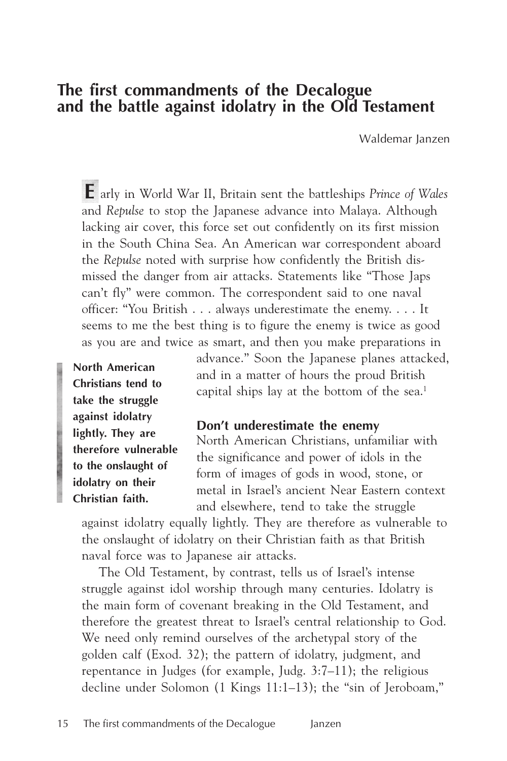# The first commandments of the Decalogue and the battle against idolatry in the Old Testament

Waldemar Janzen

Early in World War II, Britain sent the battleships *Prince of Wales* and *Repulse* to stop the Japanese advance into Malaya. Although lacking air cover, this force set out confidently on its first mission in the South China Sea. An American war correspondent aboard the *Repulse* noted with surprise how confidently the British dismissed the danger from air attacks. Statements like "Those Japs can't fly" were common. The correspondent said to one naval officer: "You British . . . always underestimate the enemy. . . . It seems to me the best thing is to figure the enemy is twice as good as you are and twice as smart, and then you make preparations in advance." Soon the Japanese planes attacked, and in a matter of hours the proud British capital ships lay at the bottom of the sea.[1]

**North American Christians tend to take the struggle against idolatry lightly. They are therefore vulnerable to the onslaught of idolatry on their Christian faith.**

## Don't underestimate the enemy

North American Christians, unfamiliar with the significance and power of idols in the form of images of gods in wood, stone, or metal in Israel's ancient Near Eastern context and elsewhere, tend to take the struggle against idolatry equally lightly. They are therefore as vulnerable to the onslaught of idolatry on their Christian faith as that British naval force was to Japanese air attacks.

The Old Testament, by contrast, tells us of Israel's intense struggle against idol worship through many centuries. Idolatry is the main form of covenant breaking in the Old Testament, and therefore the greatest threat to Israel's central relationship to God. We need only remind ourselves of the archetypal story of the golden calf (Exod. 32); the pattern of idolatry, judgment, and repentance in Judges (for example, Judg. 3:7–11); the religious decline under Solomon (1 Kings 11:1–13); the "sin of Jeroboam,"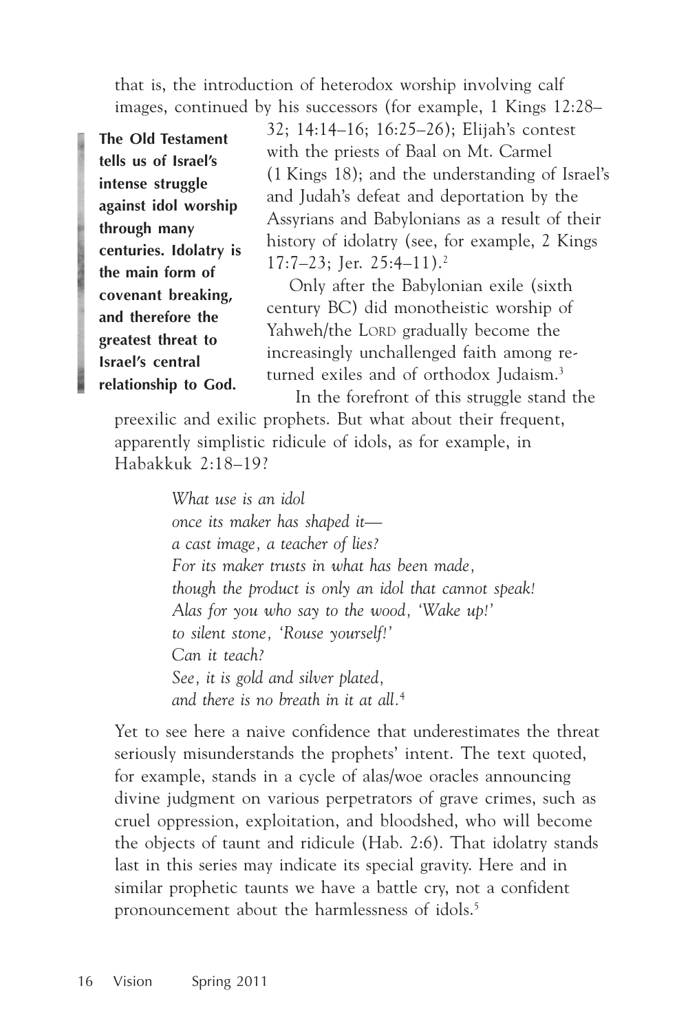that is, the introduction of heterodox worship involving calf images, continued by his successors (for example, 1 Kings 12:28–32; 14:14–16; 16:25–26); Elijah's contest with the priests of Baal on Mt. Carmel (1 Kings 18); and the understanding of Israel's and Judah's defeat and deportation by the Assyrians and Babylonians as a result of their history of idolatry (see, for example, 2 Kings 17:7–23; Jer. 25:4–11).[2]

**The Old Testament tells us of Israel's intense struggle against idol worship through many centuries. Idolatry is the main form of covenant breaking, and therefore the greatest threat to Israel's central relationship to God.**

Only after the Babylonian exile (sixth century BC) did monotheistic worship of Yahweh/the LORD gradually become the increasingly unchallenged faith among returned exiles and of orthodox Judaism.[3]

In the forefront of this struggle stand the preexilic and exilic prophets. But what about their frequent, apparently simplistic ridicule of idols, as for example, in Habakkuk 2:18–19?

> *What use is an idol*
> *once its maker has shaped it—*
> *a cast image, a teacher of lies?*
> *For its maker trusts in what has been made,*
> *though the product is only an idol that cannot speak!*
> *Alas for you who say to the wood, 'Wake up!'*
> *to silent stone, 'Rouse yourself!'*
> *Can it teach?*
> *See, it is gold and silver plated,*
> *and there is no breath in it at all.*[4]

Yet to see here a naive confidence that underestimates the threat seriously misunderstands the prophets' intent. The text quoted, for example, stands in a cycle of alas/woe oracles announcing divine judgment on various perpetrators of grave crimes, such as cruel oppression, exploitation, and bloodshed, who will become the objects of taunt and ridicule (Hab. 2:6). That idolatry stands last in this series may indicate its special gravity. Here and in similar prophetic taunts we have a battle cry, not a confident pronouncement about the harmlessness of idols.[5]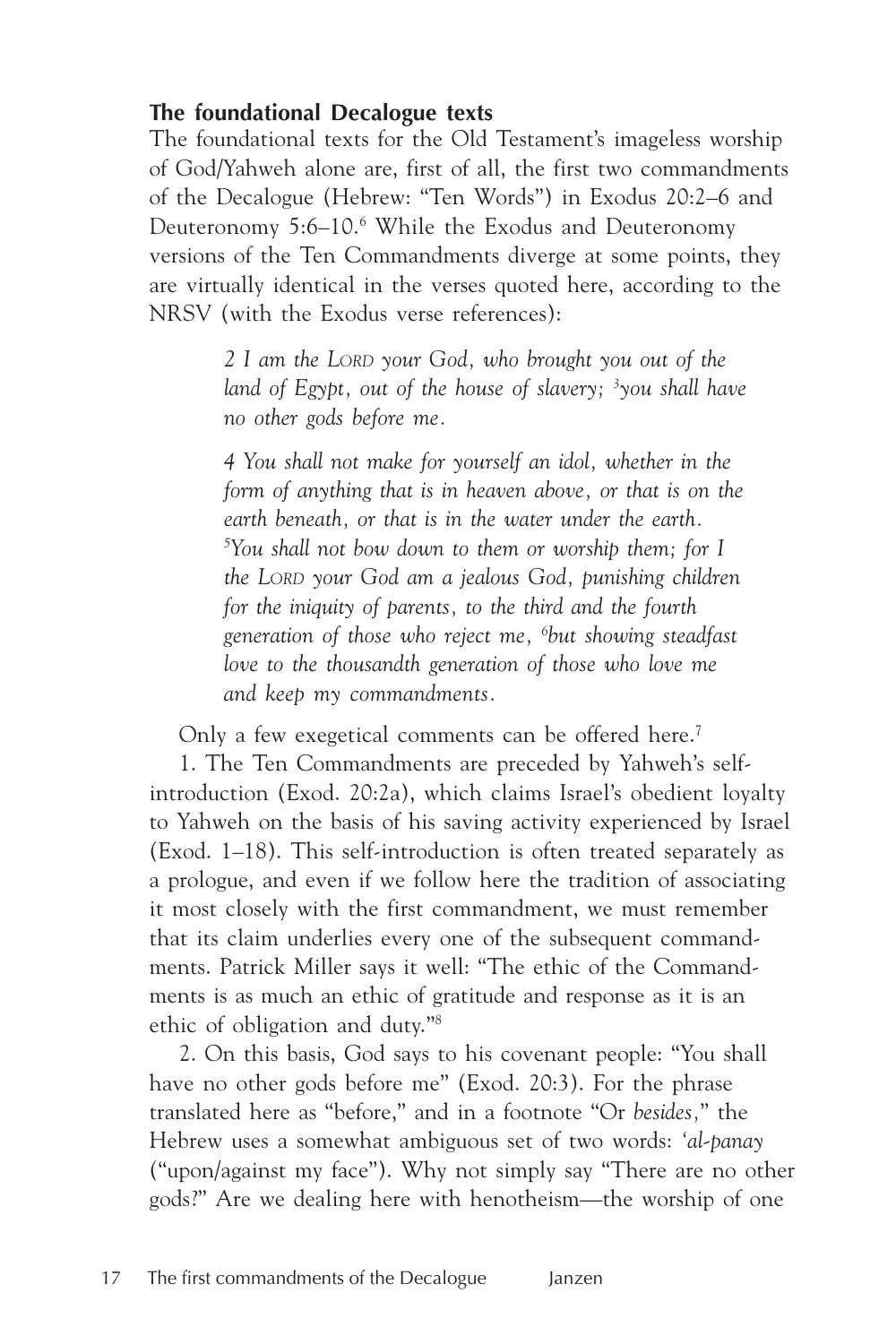### The foundational Decalogue texts

The foundational texts for the Old Testament's imageless worship of God/Yahweh alone are, first of all, the first two commandments of the Decalogue (Hebrew: "Ten Words") in Exodus 20:2–6 and Deuteronomy 5:6–10.[6] While the Exodus and Deuteronomy versions of the Ten Commandments diverge at some points, they are virtually identical in the verses quoted here, according to the NRSV (with the Exodus verse references):

> *2 I am the LORD your God, who brought you out of the land of Egypt, out of the house of slavery; [3]you shall have no other gods before me.*
>
> *4 You shall not make for yourself an idol, whether in the form of anything that is in heaven above, or that is on the earth beneath, or that is in the water under the earth. [5]You shall not bow down to them or worship them; for I the LORD your God am a jealous God, punishing children for the iniquity of parents, to the third and the fourth generation of those who reject me, [6]but showing steadfast love to the thousandth generation of those who love me and keep my commandments.*

Only a few exegetical comments can be offered here.[7]

1. The Ten Commandments are preceded by Yahweh's self-introduction (Exod. 20:2a), which claims Israel's obedient loyalty to Yahweh on the basis of his saving activity experienced by Israel (Exod. 1–18). This self-introduction is often treated separately as a prologue, and even if we follow here the tradition of associating it most closely with the first commandment, we must remember that its claim underlies every one of the subsequent commandments. Patrick Miller says it well: "The ethic of the Commandments is as much an ethic of gratitude and response as it is an ethic of obligation and duty."[8]

2. On this basis, God says to his covenant people: "You shall have no other gods before me" (Exod. 20:3). For the phrase translated here as "before," and in a footnote "Or *besides*," the Hebrew uses a somewhat ambiguous set of two words: *'al-panay* ("upon/against my face"). Why not simply say "There are no other gods?" Are we dealing here with henotheism—the worship of one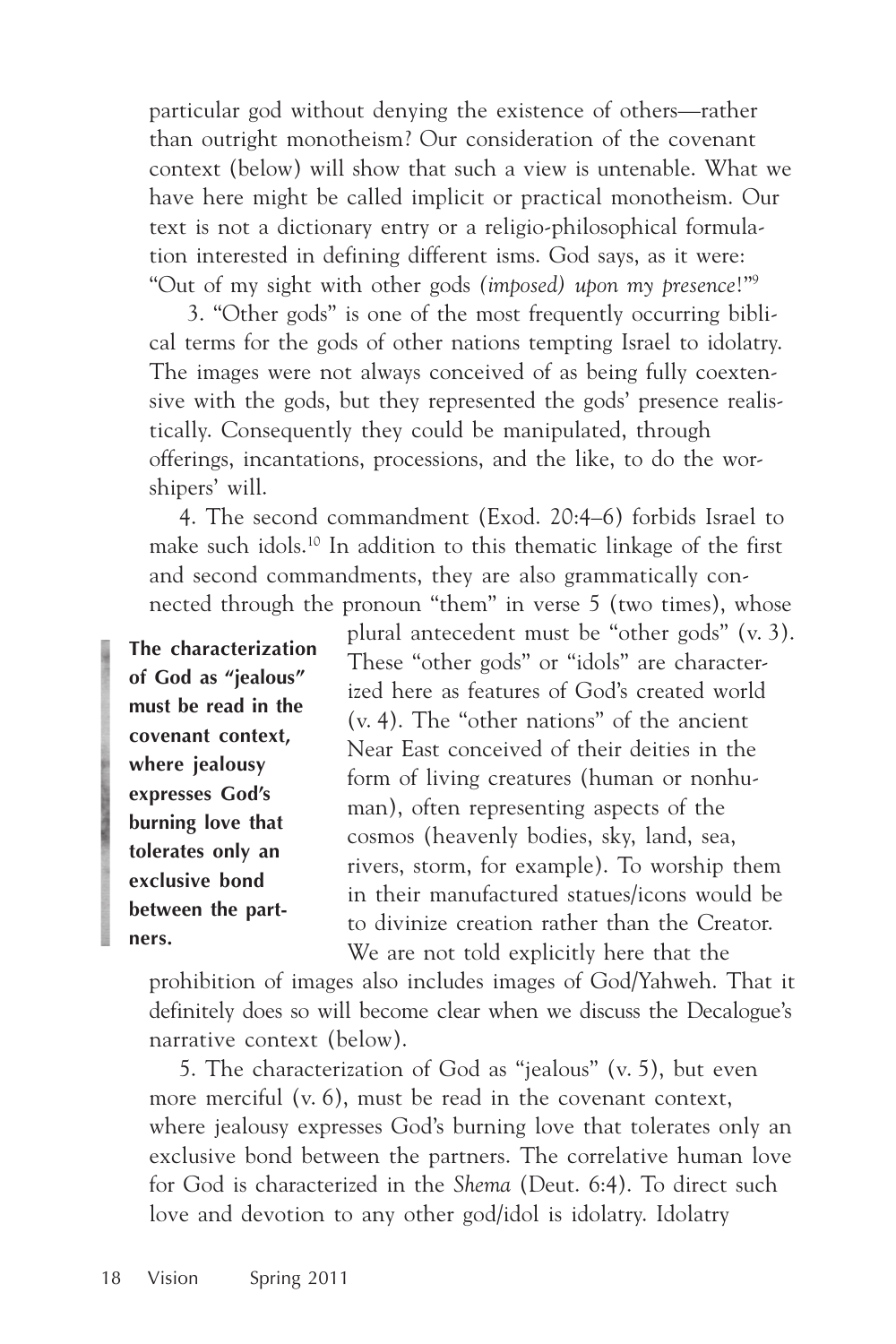particular god without denying the existence of others—rather than outright monotheism? Our consideration of the covenant context (below) will show that such a view is untenable. What we have here might be called implicit or practical monotheism. Our text is not a dictionary entry or a religio-philosophical formulation interested in defining different isms. God says, as it were: "Out of my sight with other gods *(imposed) upon my presence*!"[9]

3. "Other gods" is one of the most frequently occurring biblical terms for the gods of other nations tempting Israel to idolatry. The images were not always conceived of as being fully coextensive with the gods, but they represented the gods' presence realistically. Consequently they could be manipulated, through offerings, incantations, processions, and the like, to do the worshipers' will.

4. The second commandment (Exod. 20:4–6) forbids Israel to make such idols.[10] In addition to this thematic linkage of the first and second commandments, they are also grammatically connected through the pronoun "them" in verse 5 (two times), whose plural antecedent must be "other gods" (v. 3). These "other gods" or "idols" are characterized here as features of God's created world (v. 4). The "other nations" of the ancient Near East conceived of their deities in the form of living creatures (human or nonhuman), often representing aspects of the cosmos (heavenly bodies, sky, land, sea, rivers, storm, for example). To worship them in their manufactured statues/icons would be to divinize creation rather than the Creator. We are not told explicitly here that the prohibition of images also includes images of God/Yahweh. That it definitely does so will become clear when we discuss the Decalogue's narrative context (below).

> **The characterization of God as "jealous" must be read in the covenant context, where jealousy expresses God's burning love that tolerates only an exclusive bond between the partners.**

5. The characterization of God as "jealous" (v. 5), but even more merciful (v. 6), must be read in the covenant context, where jealousy expresses God's burning love that tolerates only an exclusive bond between the partners. The correlative human love for God is characterized in the *Shema* (Deut. 6:4). To direct such love and devotion to any other god/idol is idolatry. Idolatry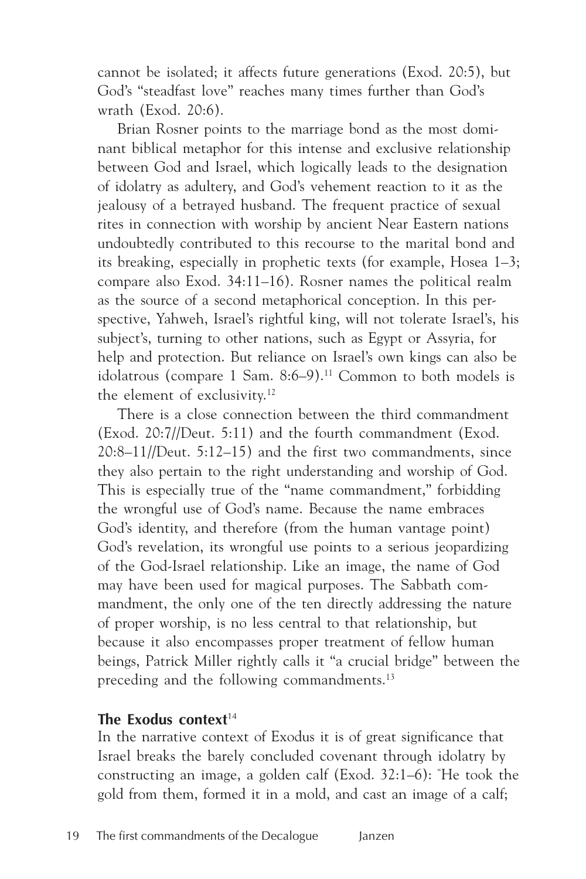cannot be isolated; it affects future generations (Exod. 20:5), but God's "steadfast love" reaches many times further than God's wrath (Exod. 20:6).

Brian Rosner points to the marriage bond as the most dominant biblical metaphor for this intense and exclusive relationship between God and Israel, which logically leads to the designation of idolatry as adultery, and God's vehement reaction to it as the jealousy of a betrayed husband. The frequent practice of sexual rites in connection with worship by ancient Near Eastern nations undoubtedly contributed to this recourse to the marital bond and its breaking, especially in prophetic texts (for example, Hosea 1–3; compare also Exod. 34:11–16). Rosner names the political realm as the source of a second metaphorical conception. In this perspective, Yahweh, Israel's rightful king, will not tolerate Israel's, his subject's, turning to other nations, such as Egypt or Assyria, for help and protection. But reliance on Israel's own kings can also be idolatrous (compare 1 Sam. 8:6–9).[11] Common to both models is the element of exclusivity.[12]

There is a close connection between the third commandment (Exod. 20:7//Deut. 5:11) and the fourth commandment (Exod. 20:8–11//Deut. 5:12–15) and the first two commandments, since they also pertain to the right understanding and worship of God. This is especially true of the "name commandment," forbidding the wrongful use of God's name. Because the name embraces God's identity, and therefore (from the human vantage point) God's revelation, its wrongful use points to a serious jeopardizing of the God-Israel relationship. Like an image, the name of God may have been used for magical purposes. The Sabbath commandment, the only one of the ten directly addressing the nature of proper worship, is no less central to that relationship, but because it also encompasses proper treatment of fellow human beings, Patrick Miller rightly calls it "a crucial bridge" between the preceding and the following commandments.[13]

### The Exodus context[14]

In the narrative context of Exodus it is of great significance that Israel breaks the barely concluded covenant through idolatry by constructing an image, a golden calf (Exod. 32:1–6): "He took the gold from them, formed it in a mold, and cast an image of a calf;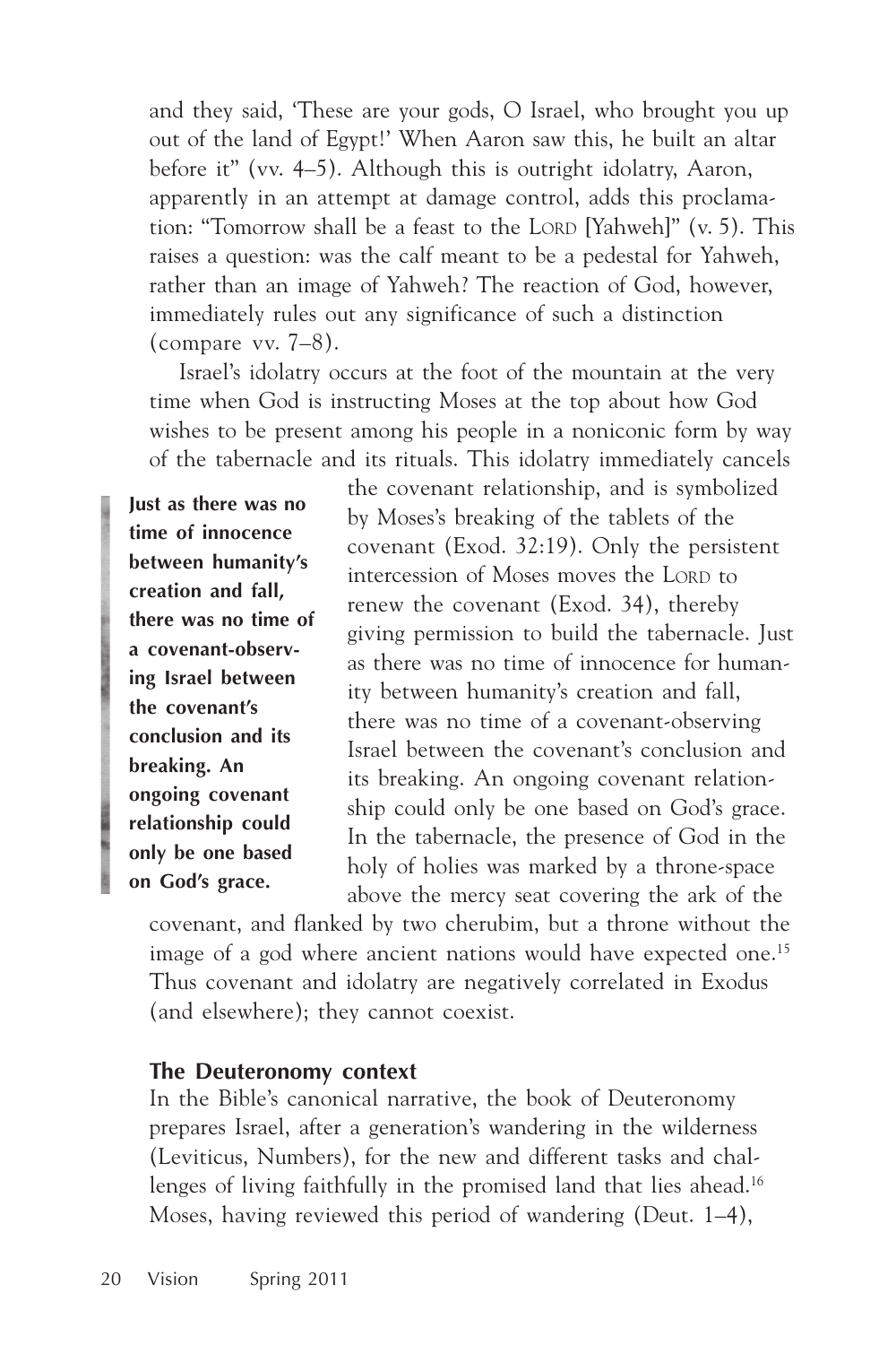and they said, 'These are your gods, O Israel, who brought you up out of the land of Egypt!' When Aaron saw this, he built an altar before it" (vv. 4–5). Although this is outright idolatry, Aaron, apparently in an attempt at damage control, adds this proclamation: "Tomorrow shall be a feast to the LORD [Yahweh]" (v. 5). This raises a question: was the calf meant to be a pedestal for Yahweh, rather than an image of Yahweh? The reaction of God, however, immediately rules out any significance of such a distinction (compare vv. 7–8).

Israel's idolatry occurs at the foot of the mountain at the very time when God is instructing Moses at the top about how God wishes to be present among his people in a noniconic form by way of the tabernacle and its rituals. This idolatry immediately cancels the covenant relationship, and is symbolized by Moses's breaking of the tablets of the covenant (Exod. 32:19). Only the persistent intercession of Moses moves the LORD to renew the covenant (Exod. 34), thereby giving permission to build the tabernacle. Just as there was no time of innocence for humanity between humanity's creation and fall, there was no time of a covenant-observing Israel between the covenant's conclusion and its breaking. An ongoing covenant relationship could only be one based on God's grace. In the tabernacle, the presence of God in the holy of holies was marked by a throne-space above the mercy seat covering the ark of the covenant, and flanked by two cherubim, but a throne without the image of a god where ancient nations would have expected one.[15] Thus covenant and idolatry are negatively correlated in Exodus (and elsewhere); they cannot coexist.

> **Just as there was no time of innocence between humanity's creation and fall, there was no time of a covenant-observing Israel between the covenant's conclusion and its breaking. An ongoing covenant relationship could only be one based on God's grace.**

### The Deuteronomy context

In the Bible's canonical narrative, the book of Deuteronomy prepares Israel, after a generation's wandering in the wilderness (Leviticus, Numbers), for the new and different tasks and challenges of living faithfully in the promised land that lies ahead.[16] Moses, having reviewed this period of wandering (Deut. 1–4),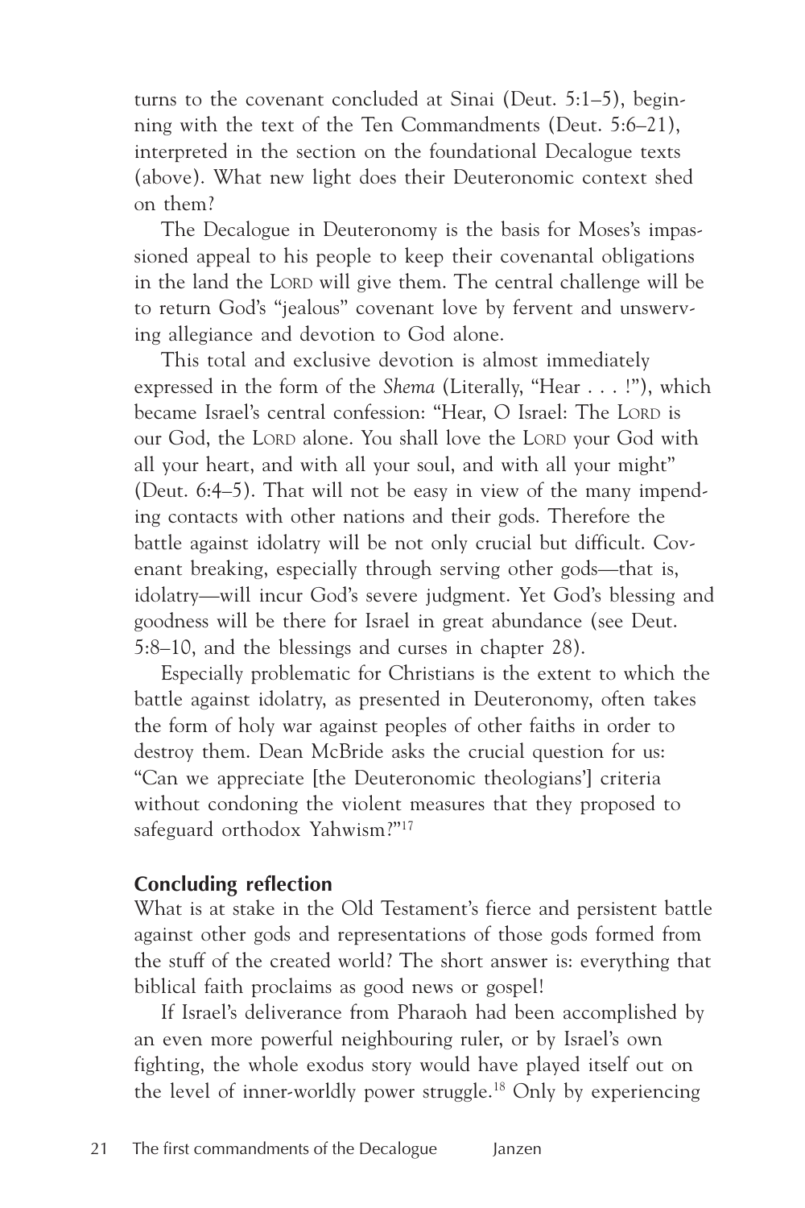turns to the covenant concluded at Sinai (Deut. 5:1–5), beginning with the text of the Ten Commandments (Deut. 5:6–21), interpreted in the section on the foundational Decalogue texts (above). What new light does their Deuteronomic context shed on them?

The Decalogue in Deuteronomy is the basis for Moses's impassioned appeal to his people to keep their covenantal obligations in the land the LORD will give them. The central challenge will be to return God's "jealous" covenant love by fervent and unswerving allegiance and devotion to God alone.

This total and exclusive devotion is almost immediately expressed in the form of the *Shema* (Literally, "Hear . . . !"), which became Israel's central confession: "Hear, O Israel: The LORD is our God, the LORD alone. You shall love the LORD your God with all your heart, and with all your soul, and with all your might" (Deut. 6:4–5). That will not be easy in view of the many impending contacts with other nations and their gods. Therefore the battle against idolatry will be not only crucial but difficult. Covenant breaking, especially through serving other gods—that is, idolatry—will incur God's severe judgment. Yet God's blessing and goodness will be there for Israel in great abundance (see Deut. 5:8–10, and the blessings and curses in chapter 28).

Especially problematic for Christians is the extent to which the battle against idolatry, as presented in Deuteronomy, often takes the form of holy war against peoples of other faiths in order to destroy them. Dean McBride asks the crucial question for us: "Can we appreciate [the Deuteronomic theologians'] criteria without condoning the violent measures that they proposed to safeguard orthodox Yahwism?"[17]

## Concluding reflection

What is at stake in the Old Testament's fierce and persistent battle against other gods and representations of those gods formed from the stuff of the created world? The short answer is: everything that biblical faith proclaims as good news or gospel!

If Israel's deliverance from Pharaoh had been accomplished by an even more powerful neighbouring ruler, or by Israel's own fighting, the whole exodus story would have played itself out on the level of inner-worldly power struggle.[18] Only by experiencing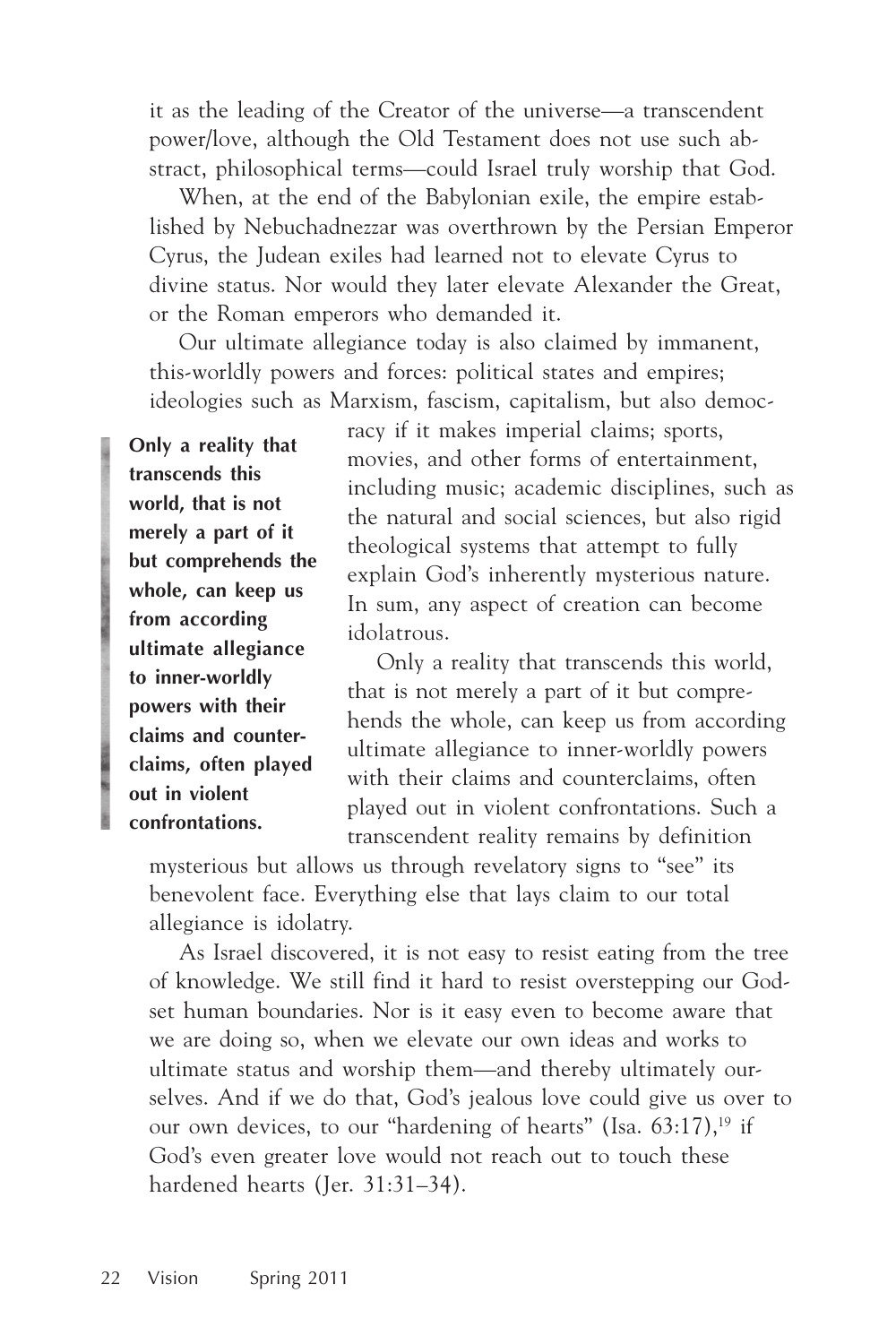it as the leading of the Creator of the universe—a transcendent power/love, although the Old Testament does not use such abstract, philosophical terms—could Israel truly worship that God.

When, at the end of the Babylonian exile, the empire established by Nebuchadnezzar was overthrown by the Persian Emperor Cyrus, the Judean exiles had learned not to elevate Cyrus to divine status. Nor would they later elevate Alexander the Great, or the Roman emperors who demanded it.

Our ultimate allegiance today is also claimed by immanent, this-worldly powers and forces: political states and empires; ideologies such as Marxism, fascism, capitalism, but also democracy if it makes imperial claims; sports, movies, and other forms of entertainment, including music; academic disciplines, such as the natural and social sciences, but also rigid theological systems that attempt to fully explain God's inherently mysterious nature. In sum, any aspect of creation can become idolatrous.

> **Only a reality that transcends this world, that is not merely a part of it but comprehends the whole, can keep us from according ultimate allegiance to inner-worldly powers with their claims and counter-claims, often played out in violent confrontations.**

Only a reality that transcends this world, that is not merely a part of it but comprehends the whole, can keep us from according ultimate allegiance to inner-worldly powers with their claims and counterclaims, often played out in violent confrontations. Such a transcendent reality remains by definition mysterious but allows us through revelatory signs to "see" its benevolent face. Everything else that lays claim to our total allegiance is idolatry.

As Israel discovered, it is not easy to resist eating from the tree of knowledge. We still find it hard to resist overstepping our God-set human boundaries. Nor is it easy even to become aware that we are doing so, when we elevate our own ideas and works to ultimate status and worship them—and thereby ultimately ourselves. And if we do that, God's jealous love could give us over to our own devices, to our "hardening of hearts" (Isa. 63:17),[19] if God's even greater love would not reach out to touch these hardened hearts (Jer. 31:31–34).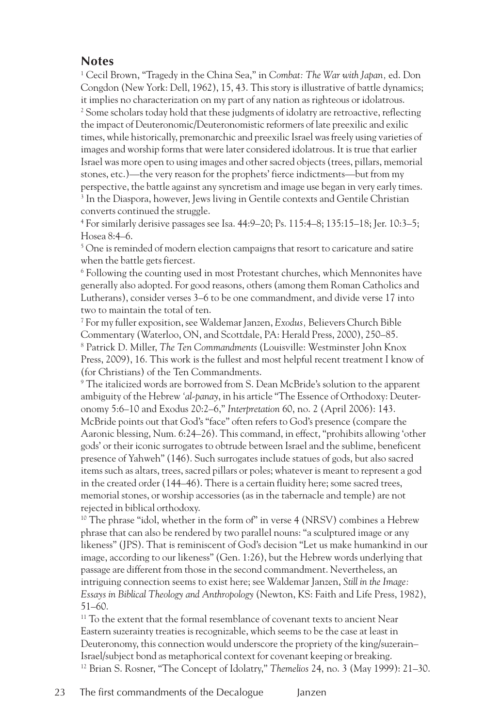## Notes

[1] Cecil Brown, "Tragedy in the China Sea," in *Combat: The War with Japan,* ed. Don Congdon (New York: Dell, 1962), 15, 43. This story is illustrative of battle dynamics; it implies no characterization on my part of any nation as righteous or idolatrous.

[2] Some scholars today hold that these judgments of idolatry are retroactive, reflecting the impact of Deuteronomic/Deuteronomistic reformers of late preexilic and exilic times, while historically, premonarchic and preexilic Israel was freely using varieties of images and worship forms that were later considered idolatrous. It is true that earlier Israel was more open to using images and other sacred objects (trees, pillars, memorial stones, etc.)—the very reason for the prophets' fierce indictments—but from my perspective, the battle against any syncretism and image use began in very early times.

[3] In the Diaspora, however, Jews living in Gentile contexts and Gentile Christian converts continued the struggle.

[4] For similarly derisive passages see Isa. 44:9–20; Ps. 115:4–8; 135:15–18; Jer. 10:3–5; Hosea 8:4–6.

[5] One is reminded of modern election campaigns that resort to caricature and satire when the battle gets fiercest.

[6] Following the counting used in most Protestant churches, which Mennonites have generally also adopted. For good reasons, others (among them Roman Catholics and Lutherans), consider verses 3–6 to be one commandment, and divide verse 17 into two to maintain the total of ten.

[7] For my fuller exposition, see Waldemar Janzen, *Exodus,* Believers Church Bible Commentary (Waterloo, ON, and Scottdale, PA: Herald Press, 2000), 250–85.

[8] Patrick D. Miller, *The Ten Commandments* (Louisville: Westminster John Knox Press, 2009), 16. This work is the fullest and most helpful recent treatment I know of (for Christians) of the Ten Commandments.

[9] The italicized words are borrowed from S. Dean McBride's solution to the apparent ambiguity of the Hebrew *'al-panay*, in his article "The Essence of Orthodoxy: Deuteronomy 5:6–10 and Exodus 20:2–6," *Interpretation* 60, no. 2 (April 2006): 143. McBride points out that God's "face" often refers to God's presence (compare the Aaronic blessing, Num. 6:24–26). This command, in effect, "prohibits allowing 'other gods' or their iconic surrogates to obtrude between Israel and the sublime, beneficent presence of Yahweh" (146). Such surrogates include statues of gods, but also sacred items such as altars, trees, sacred pillars or poles; whatever is meant to represent a god in the created order (144–46). There is a certain fluidity here; some sacred trees, memorial stones, or worship accessories (as in the tabernacle and temple) are not rejected in biblical orthodoxy.

[10] The phrase "idol, whether in the form of" in verse 4 (NRSV) combines a Hebrew phrase that can also be rendered by two parallel nouns: "a sculptured image or any likeness" (JPS). That is reminiscent of God's decision "Let us make humankind in our image, according to our likeness" (Gen. 1:26), but the Hebrew words underlying that passage are different from those in the second commandment. Nevertheless, an intriguing connection seems to exist here; see Waldemar Janzen, *Still in the Image: Essays in Biblical Theology and Anthropology* (Newton, KS: Faith and Life Press, 1982), 51–60.

[11] To the extent that the formal resemblance of covenant texts to ancient Near Eastern suzerainty treaties is recognizable, which seems to be the case at least in Deuteronomy, this connection would underscore the propriety of the king/suzerain–Israel/subject bond as metaphorical context for covenant keeping or breaking.

[12] Brian S. Rosner, "The Concept of Idolatry," *Themelios* 24, no. 3 (May 1999): 21–30.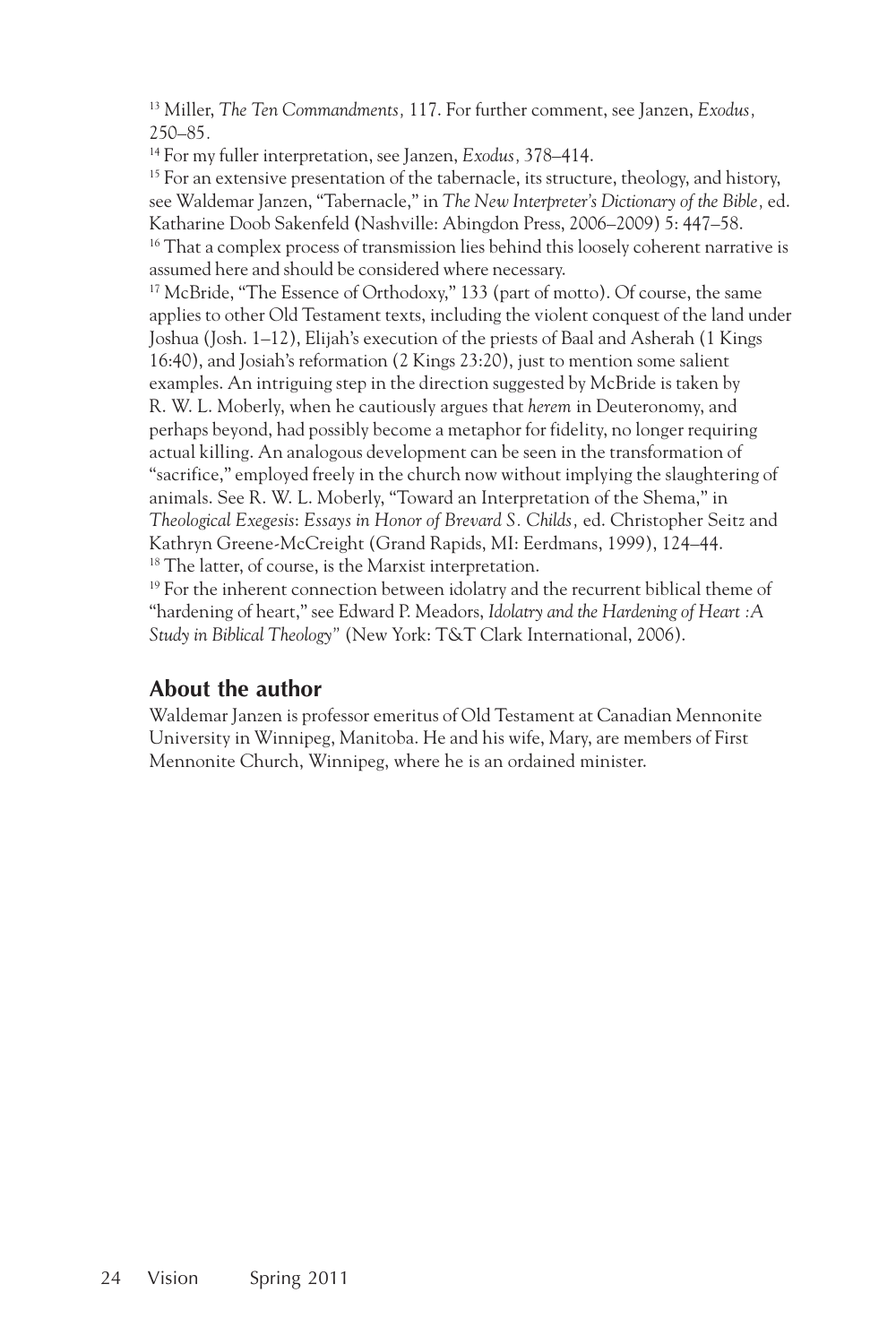[13] Miller, *The Ten Commandments,* 117. For further comment, see Janzen, *Exodus,* 250–85.

[14] For my fuller interpretation, see Janzen, *Exodus,* 378–414.

[15] For an extensive presentation of the tabernacle, its structure, theology, and history, see Waldemar Janzen, "Tabernacle," in *The New Interpreter's Dictionary of the Bible,* ed. Katharine Doob Sakenfeld (Nashville: Abingdon Press, 2006–2009) 5: 447–58.

[16] That a complex process of transmission lies behind this loosely coherent narrative is assumed here and should be considered where necessary.

[17] McBride, "The Essence of Orthodoxy," 133 (part of motto). Of course, the same applies to other Old Testament texts, including the violent conquest of the land under Joshua (Josh. 1–12), Elijah's execution of the priests of Baal and Asherah (1 Kings 16:40), and Josiah's reformation (2 Kings 23:20), just to mention some salient examples. An intriguing step in the direction suggested by McBride is taken by R. W. L. Moberly, when he cautiously argues that *herem* in Deuteronomy, and perhaps beyond, had possibly become a metaphor for fidelity, no longer requiring actual killing. An analogous development can be seen in the transformation of "sacrifice," employed freely in the church now without implying the slaughtering of animals. See R. W. L. Moberly, "Toward an Interpretation of the Shema," in *Theological Exegesis: Essays in Honor of Brevard S. Childs,* ed. Christopher Seitz and Kathryn Greene-McCreight (Grand Rapids, MI: Eerdmans, 1999), 124–44.

[18] The latter, of course, is the Marxist interpretation.

[19] For the inherent connection between idolatry and the recurrent biblical theme of "hardening of heart," see Edward P. Meadors, *Idolatry and the Hardening of Heart :A Study in Biblical Theology"* (New York: T&T Clark International, 2006).

## About the author

Waldemar Janzen is professor emeritus of Old Testament at Canadian Mennonite University in Winnipeg, Manitoba. He and his wife, Mary, are members of First Mennonite Church, Winnipeg, where he is an ordained minister.